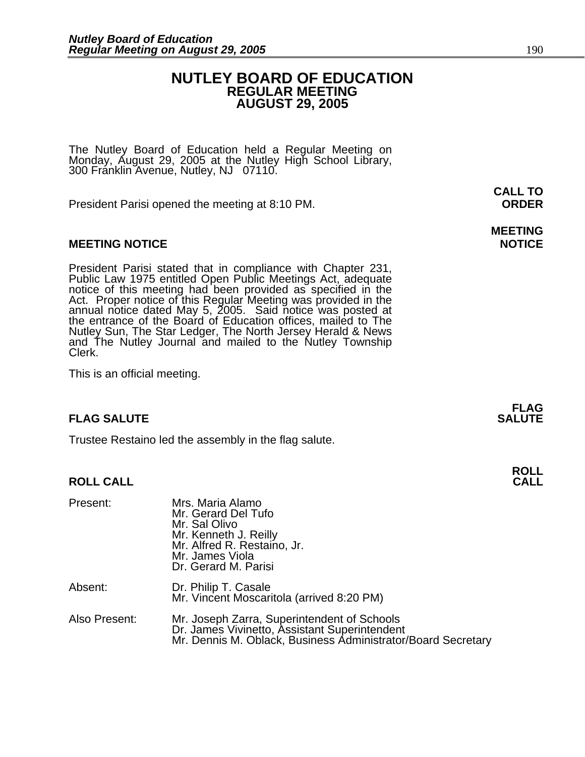# NUTLEY BOARD OF EDUCATION
## REGULAR MEETING
## AUGUST 29, 2005

The Nutley Board of Education held a Regular Meeting on Monday, August 29, 2005 at the Nutley High School Library, 300 Franklin Avenue, Nutley, NJ 07110.

**CALL TO ORDER**

President Parisi opened the meeting at 8:10 PM.

**MEETING NOTICE**

President Parisi stated that in compliance with Chapter 231, Public Law 1975 entitled Open Public Meetings Act, adequate notice of this meeting had been provided as specified in the Act. Proper notice of this Regular Meeting was provided in the annual notice dated May 5, 2005. Said notice was posted at the entrance of the Board of Education offices, mailed to The Nutley Sun, The Star Ledger, The North Jersey Herald & News and The Nutley Journal and mailed to the Nutley Township Clerk.

This is an official meeting.

**FLAG SALUTE**

Trustee Restaino led the assembly in the flag salute.

**ROLL CALL**

Present:
- Mrs. Maria Alamo
- Mr. Gerard Del Tufo
- Mr. Sal Olivo
- Mr. Kenneth J. Reilly
- Mr. Alfred R. Restaino, Jr.
- Mr. James Viola
- Dr. Gerard M. Parisi

Absent:
- Dr. Philip T. Casale
- Mr. Vincent Moscaritola (arrived 8:20 PM)

Also Present:
- Mr. Joseph Zarra, Superintendent of Schools
- Dr. James Vivinetto, Assistant Superintendent
- Mr. Dennis M. Oblack, Business Administrator/Board Secretary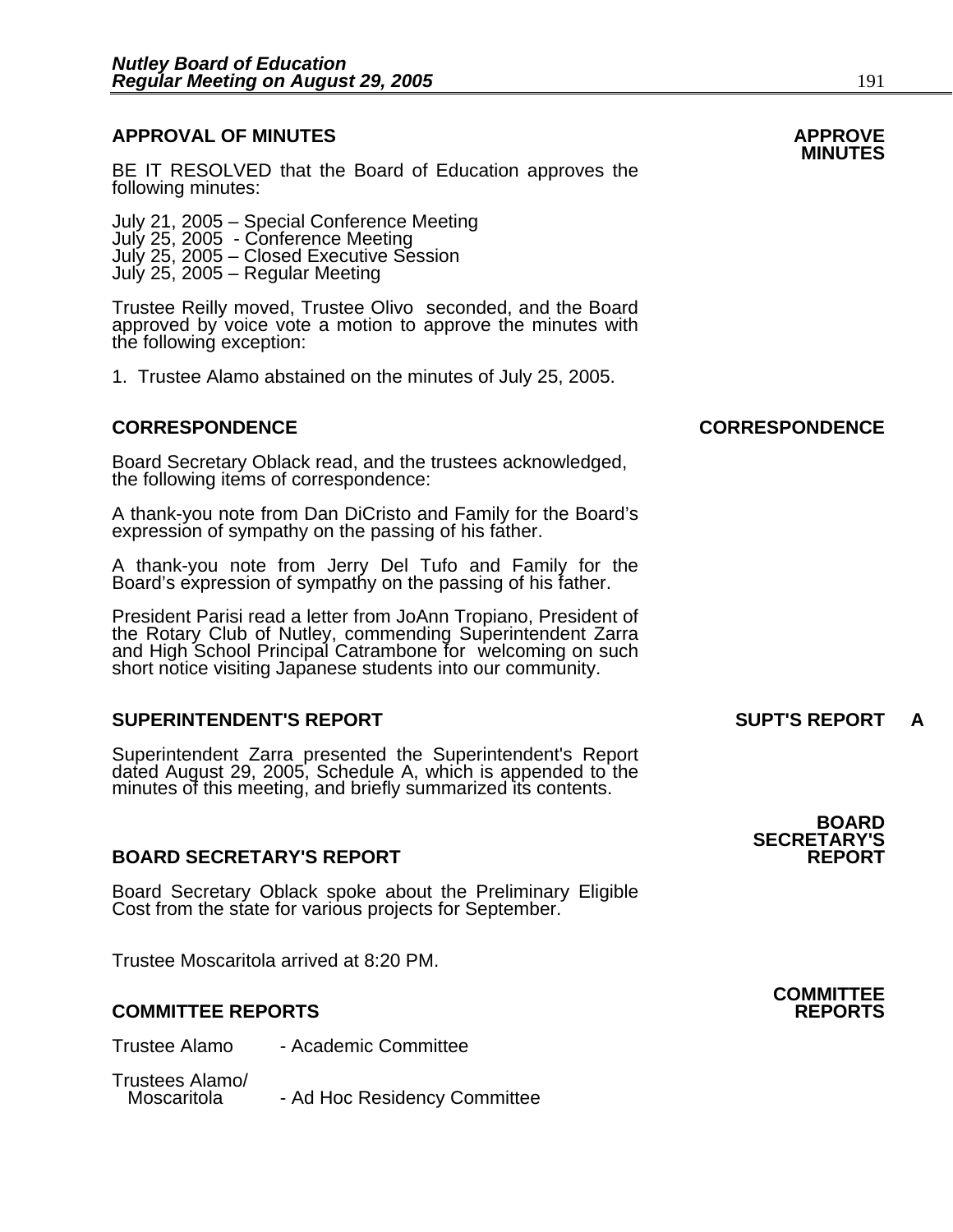## APPROVAL OF MINUTES

**APPROVE MINUTES**

BE IT RESOLVED that the Board of Education approves the following minutes:

July 21, 2005 – Special Conference Meeting
July 25, 2005 - Conference Meeting
July 25, 2005 – Closed Executive Session
July 25, 2005 – Regular Meeting

Trustee Reilly moved, Trustee Olivo seconded, and the Board approved by voice vote a motion to approve the minutes with the following exception:

1. Trustee Alamo abstained on the minutes of July 25, 2005.

## CORRESPONDENCE

**CORRESPONDENCE**

Board Secretary Oblack read, and the trustees acknowledged, the following items of correspondence:

A thank-you note from Dan DiCristo and Family for the Board's expression of sympathy on the passing of his father.

A thank-you note from Jerry Del Tufo and Family for the Board's expression of sympathy on the passing of his father.

President Parisi read a letter from JoAnn Tropiano, President of the Rotary Club of Nutley, commending Superintendent Zarra and High School Principal Catrambone for welcoming on such short notice visiting Japanese students into our community.

## SUPERINTENDENT'S REPORT

**SUPT'S REPORT A**

Superintendent Zarra presented the Superintendent's Report dated August 29, 2005, Schedule A, which is appended to the minutes of this meeting, and briefly summarized its contents.

## BOARD SECRETARY'S REPORT

**BOARD SECRETARY'S REPORT**

Board Secretary Oblack spoke about the Preliminary Eligible Cost from the state for various projects for September.

Trustee Moscaritola arrived at 8:20 PM.

## COMMITTEE REPORTS

**COMMITTEE REPORTS**

Trustee Alamo - Academic Committee

Trustees Alamo/Moscaritola - Ad Hoc Residency Committee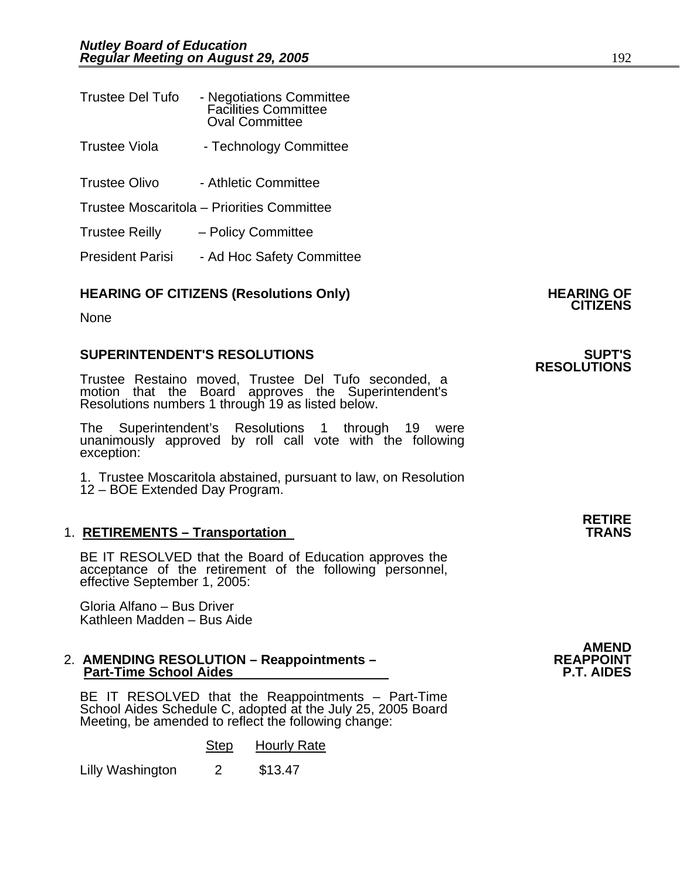Trustee Del Tufo - Negotiations Committee
Facilities Committee
Oval Committee

Trustee Viola - Technology Committee

Trustee Olivo - Athletic Committee

Trustee Moscaritola – Priorities Committee

Trustee Reilly – Policy Committee

President Parisi - Ad Hoc Safety Committee

**HEARING OF CITIZENS (Resolutions Only)** **HEARING OF CITIZENS**

None

**SUPERINTENDENT'S RESOLUTIONS** **SUPT'S RESOLUTIONS**

Trustee Restaino moved, Trustee Del Tufo seconded, a motion that the Board approves the Superintendent's Resolutions numbers 1 through 19 as listed below.

The Superintendent's Resolutions 1 through 19 were unanimously approved by roll call vote with the following exception:

1. Trustee Moscaritola abstained, pursuant to law, on Resolution 12 – BOE Extended Day Program.

**RETIRE TRANS**

1. **RETIREMENTS – Transportation**

BE IT RESOLVED that the Board of Education approves the acceptance of the retirement of the following personnel, effective September 1, 2005:

Gloria Alfano – Bus Driver
Kathleen Madden – Bus Aide

**AMEND REAPPOINT P.T. AIDES**

2. **AMENDING RESOLUTION – Reappointments – Part-Time School Aides**

BE IT RESOLVED that the Reappointments – Part-Time School Aides Schedule C, adopted at the July 25, 2005 Board Meeting, be amended to reflect the following change:

| | Step | Hourly Rate |
|---|---|---|
| Lilly Washington | 2 | $13.47 |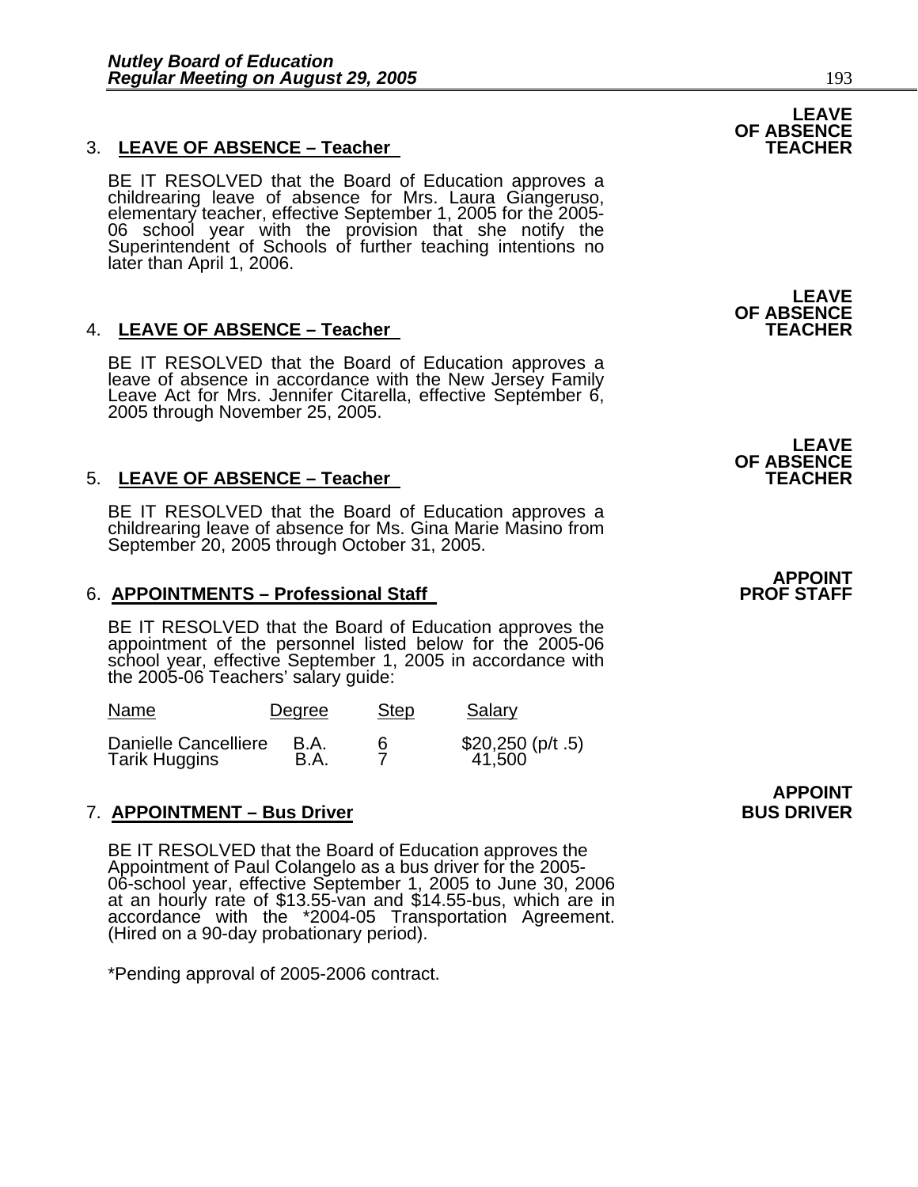**LEAVE OF ABSENCE TEACHER**

3. **LEAVE OF ABSENCE – Teacher**

   BE IT RESOLVED that the Board of Education approves a childrearing leave of absence for Mrs. Laura Giangeruso, elementary teacher, effective September 1, 2005 for the 2005-06 school year with the provision that she notify the Superintendent of Schools of further teaching intentions no later than April 1, 2006.

**LEAVE OF ABSENCE TEACHER**

4. **LEAVE OF ABSENCE – Teacher**

   BE IT RESOLVED that the Board of Education approves a leave of absence in accordance with the New Jersey Family Leave Act for Mrs. Jennifer Citarella, effective September 6, 2005 through November 25, 2005.

**LEAVE OF ABSENCE TEACHER**

5. **LEAVE OF ABSENCE – Teacher**

   BE IT RESOLVED that the Board of Education approves a childrearing leave of absence for Ms. Gina Marie Masino from September 20, 2005 through October 31, 2005.

**APPOINT PROF STAFF**

6. **APPOINTMENTS – Professional Staff**

   BE IT RESOLVED that the Board of Education approves the appointment of the personnel listed below for the 2005-06 school year, effective September 1, 2005 in accordance with the 2005-06 Teachers' salary guide:

| Name | Degree | Step | Salary |
|---|---|---|---|
| Danielle Cancelliere | B.A. | 6 | $20,250 (p/t .5) |
| Tarik Huggins | B.A. | 7 | 41,500 |

**APPOINT BUS DRIVER**

7. **APPOINTMENT – Bus Driver**

   BE IT RESOLVED that the Board of Education approves the Appointment of Paul Colangelo as a bus driver for the 2005-06-school year, effective September 1, 2005 to June 30, 2006 at an hourly rate of $13.55-van and $14.55-bus, which are in accordance with the *2004-05 Transportation Agreement. (Hired on a 90-day probationary period).

   *Pending approval of 2005-2006 contract.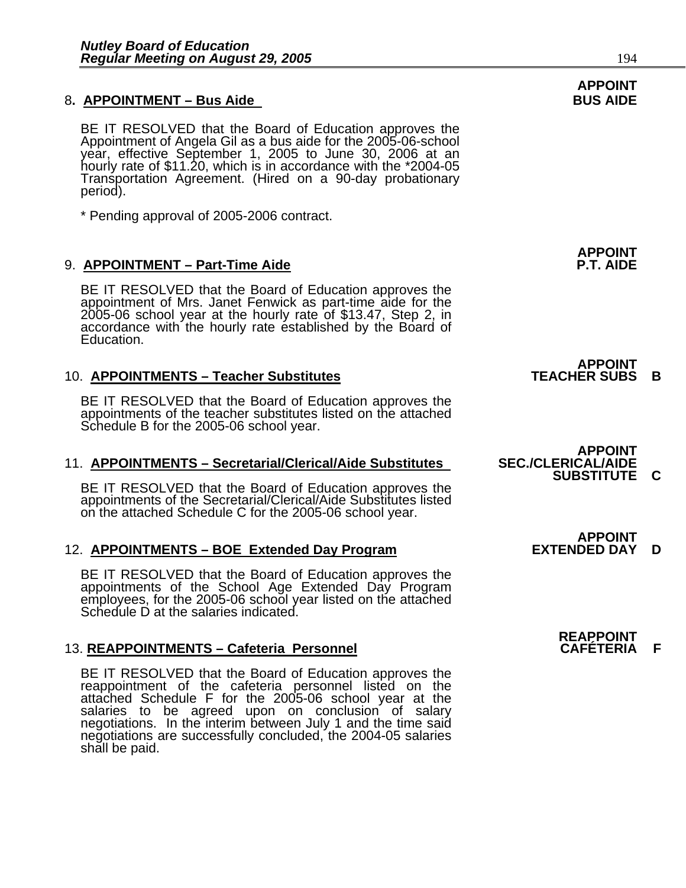**APPOINT BUS AIDE**

8. **APPOINTMENT – Bus Aide**

BE IT RESOLVED that the Board of Education approves the Appointment of Angela Gil as a bus aide for the 2005-06-school year, effective September 1, 2005 to June 30, 2006 at an hourly rate of $11.20, which is in accordance with the *2004-05 Transportation Agreement. (Hired on a 90-day probationary period).

* Pending approval of 2005-2006 contract.

**APPOINT P.T. AIDE**

9. **APPOINTMENT – Part-Time Aide**

BE IT RESOLVED that the Board of Education approves the appointment of Mrs. Janet Fenwick as part-time aide for the 2005-06 school year at the hourly rate of $13.47, Step 2, in accordance with the hourly rate established by the Board of Education.

**APPOINT TEACHER SUBS B**

10. **APPOINTMENTS – Teacher Substitutes**

BE IT RESOLVED that the Board of Education approves the appointments of the teacher substitutes listed on the attached Schedule B for the 2005-06 school year.

**APPOINT SEC./CLERICAL/AIDE SUBSTITUTE C**

11. **APPOINTMENTS – Secretarial/Clerical/Aide Substitutes**

BE IT RESOLVED that the Board of Education approves the appointments of the Secretarial/Clerical/Aide Substitutes listed on the attached Schedule C for the 2005-06 school year.

**APPOINT EXTENDED DAY D**

12. **APPOINTMENTS – BOE Extended Day Program**

BE IT RESOLVED that the Board of Education approves the appointments of the School Age Extended Day Program employees, for the 2005-06 school year listed on the attached Schedule D at the salaries indicated.

**REAPPOINT CAFÉTERIA F**

13. **REAPPOINTMENTS – Cafeteria Personnel**

BE IT RESOLVED that the Board of Education approves the reappointment of the cafeteria personnel listed on the attached Schedule F for the 2005-06 school year at the salaries to be agreed upon on conclusion of salary negotiations. In the interim between July 1 and the time said negotiations are successfully concluded, the 2004-05 salaries shall be paid.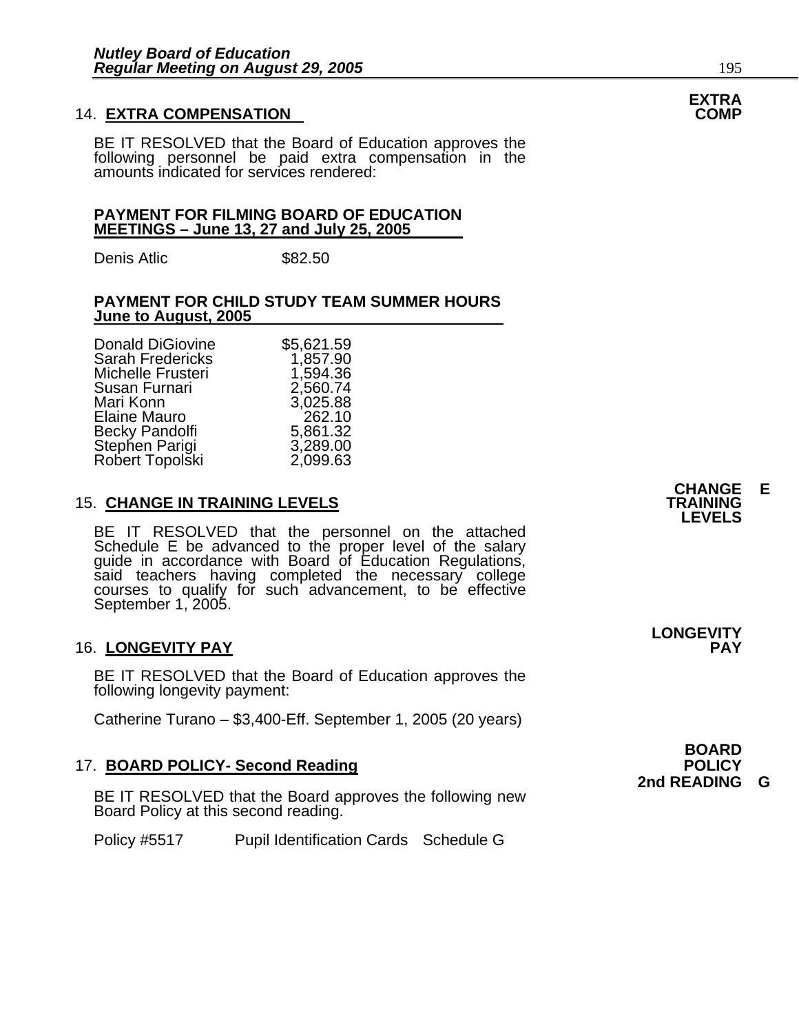**EXTRA COMP**

## 14. EXTRA COMPENSATION

BE IT RESOLVED that the Board of Education approves the following personnel be paid extra compensation in the amounts indicated for services rendered:

**PAYMENT FOR FILMING BOARD OF EDUCATION MEETINGS – June 13, 27 and July 25, 2005**

| | |
|---|---|
| Denis Atlic | $82.50 |

**PAYMENT FOR CHILD STUDY TEAM SUMMER HOURS June to August, 2005**

| | |
|---|---|
| Donald DiGiovine | $5,621.59 |
| Sarah Fredericks | 1,857.90 |
| Michelle Frusteri | 1,594.36 |
| Susan Furnari | 2,560.74 |
| Mari Konn | 3,025.88 |
| Elaine Mauro | 262.10 |
| Becky Pandolfi | 5,861.32 |
| Stephen Parigi | 3,289.00 |
| Robert Topolski | 2,099.63 |

**CHANGE TRAINING LEVELS E**

## 15. CHANGE IN TRAINING LEVELS

BE IT RESOLVED that the personnel on the attached Schedule E be advanced to the proper level of the salary guide in accordance with Board of Education Regulations, said teachers having completed the necessary college courses to qualify for such advancement, to be effective September 1, 2005.

**LONGEVITY PAY**

## 16. LONGEVITY PAY

BE IT RESOLVED that the Board of Education approves the following longevity payment:

Catherine Turano – $3,400-Eff. September 1, 2005 (20 years)

**BOARD POLICY 2nd READING G**

## 17. BOARD POLICY- Second Reading

BE IT RESOLVED that the Board approves the following new Board Policy at this second reading.

| | | |
|---|---|---|
| Policy #5517 | Pupil Identification Cards | Schedule G |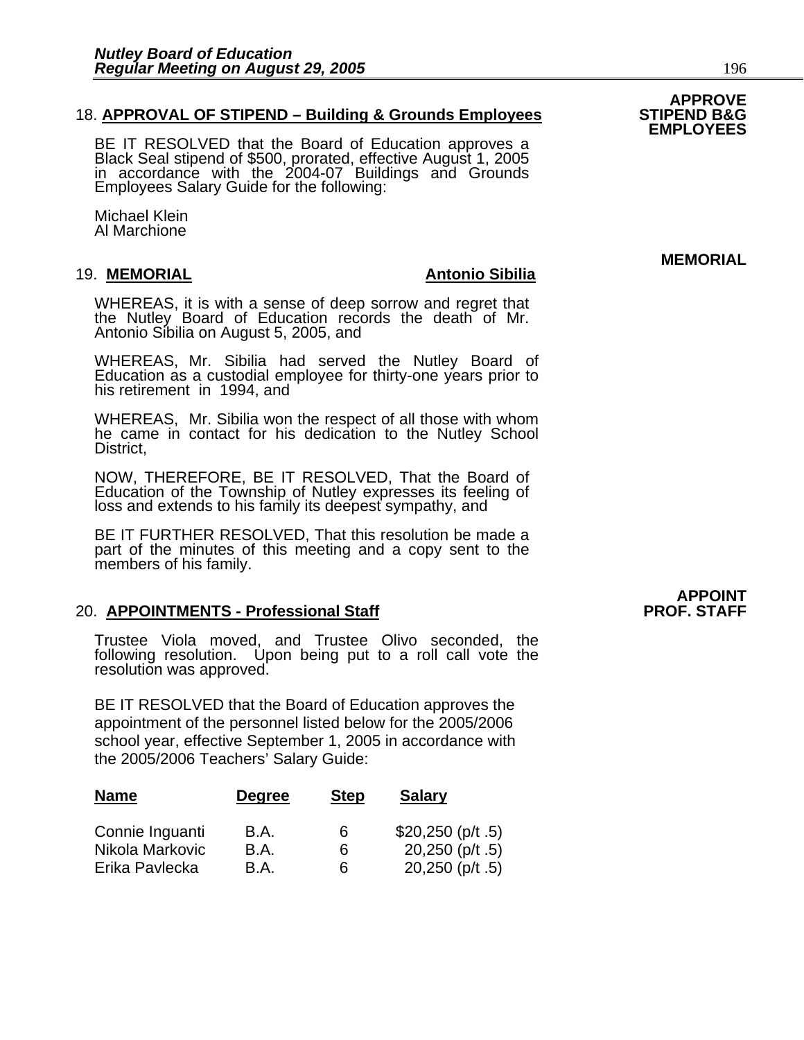**APPROVE STIPEND B&G EMPLOYEES**

18. **APPROVAL OF STIPEND – Building & Grounds Employees**

BE IT RESOLVED that the Board of Education approves a Black Seal stipend of $500, prorated, effective August 1, 2005 in accordance with the 2004-07 Buildings and Grounds Employees Salary Guide for the following:

Michael Klein
Al Marchione

**MEMORIAL**

19. **MEMORIAL** **Antonio Sibilia**

WHEREAS, it is with a sense of deep sorrow and regret that the Nutley Board of Education records the death of Mr. Antonio Sibilia on August 5, 2005, and

WHEREAS, Mr. Sibilia had served the Nutley Board of Education as a custodial employee for thirty-one years prior to his retirement in 1994, and

WHEREAS, Mr. Sibilia won the respect of all those with whom he came in contact for his dedication to the Nutley School District,

NOW, THEREFORE, BE IT RESOLVED, That the Board of Education of the Township of Nutley expresses its feeling of loss and extends to his family its deepest sympathy, and

BE IT FURTHER RESOLVED, That this resolution be made a part of the minutes of this meeting and a copy sent to the members of his family.

**APPOINT PROF. STAFF**

20. **APPOINTMENTS - Professional Staff**

Trustee Viola moved, and Trustee Olivo seconded, the following resolution. Upon being put to a roll call vote the resolution was approved.

BE IT RESOLVED that the Board of Education approves the appointment of the personnel listed below for the 2005/2006 school year, effective September 1, 2005 in accordance with the 2005/2006 Teachers' Salary Guide:

| Name | Degree | Step | Salary |
|---|---|---|---|
| Connie Inguanti | B.A. | 6 | $20,250 (p/t .5) |
| Nikola Markovic | B.A. | 6 | 20,250 (p/t .5) |
| Erika Pavlecka | B.A. | 6 | 20,250 (p/t .5) |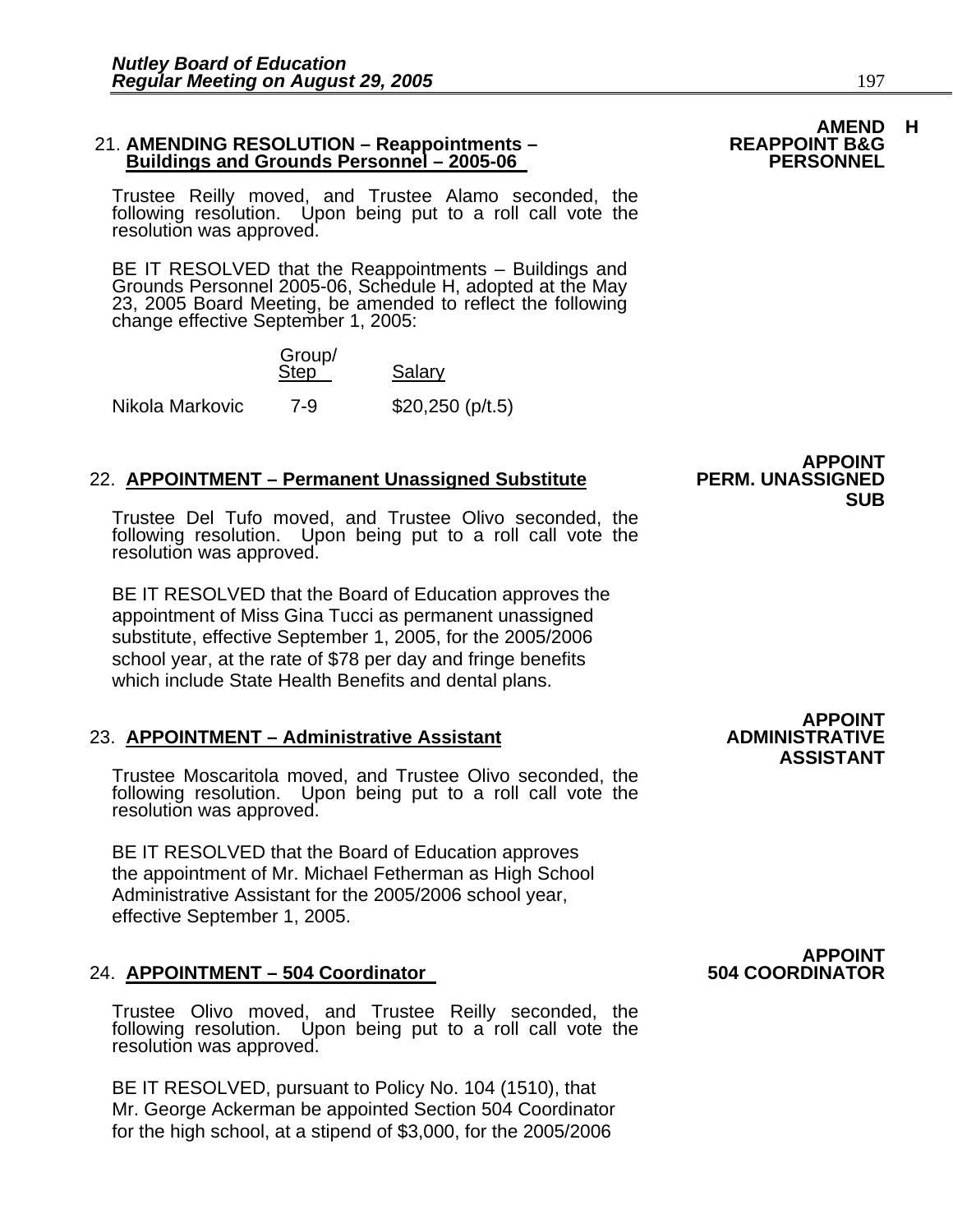**AMEND H REAPPOINT B&G PERSONNEL**

21. **AMENDING RESOLUTION – Reappointments – Buildings and Grounds Personnel – 2005-06**

Trustee Reilly moved, and Trustee Alamo seconded, the following resolution. Upon being put to a roll call vote the resolution was approved.

BE IT RESOLVED that the Reappointments – Buildings and Grounds Personnel 2005-06, Schedule H, adopted at the May 23, 2005 Board Meeting, be amended to reflect the following change effective September 1, 2005:

| | Group/ Step | Salary |
|---|---|---|
| Nikola Markovic | 7-9 | $20,250 (p/t.5) |

**APPOINT PERM. UNASSIGNED SUB**

22. **APPOINTMENT – Permanent Unassigned Substitute**

Trustee Del Tufo moved, and Trustee Olivo seconded, the following resolution. Upon being put to a roll call vote the resolution was approved.

BE IT RESOLVED that the Board of Education approves the appointment of Miss Gina Tucci as permanent unassigned substitute, effective September 1, 2005, for the 2005/2006 school year, at the rate of $78 per day and fringe benefits which include State Health Benefits and dental plans.

**APPOINT ADMINISTRATIVE ASSISTANT**

23. **APPOINTMENT – Administrative Assistant**

Trustee Moscaritola moved, and Trustee Olivo seconded, the following resolution. Upon being put to a roll call vote the resolution was approved.

BE IT RESOLVED that the Board of Education approves the appointment of Mr. Michael Fetherman as High School Administrative Assistant for the 2005/2006 school year, effective September 1, 2005.

**APPOINT 504 COORDINATOR**

24. **APPOINTMENT – 504 Coordinator**

Trustee Olivo moved, and Trustee Reilly seconded, the following resolution. Upon being put to a roll call vote the resolution was approved.

BE IT RESOLVED, pursuant to Policy No. 104 (1510), that Mr. George Ackerman be appointed Section 504 Coordinator for the high school, at a stipend of $3,000, for the 2005/2006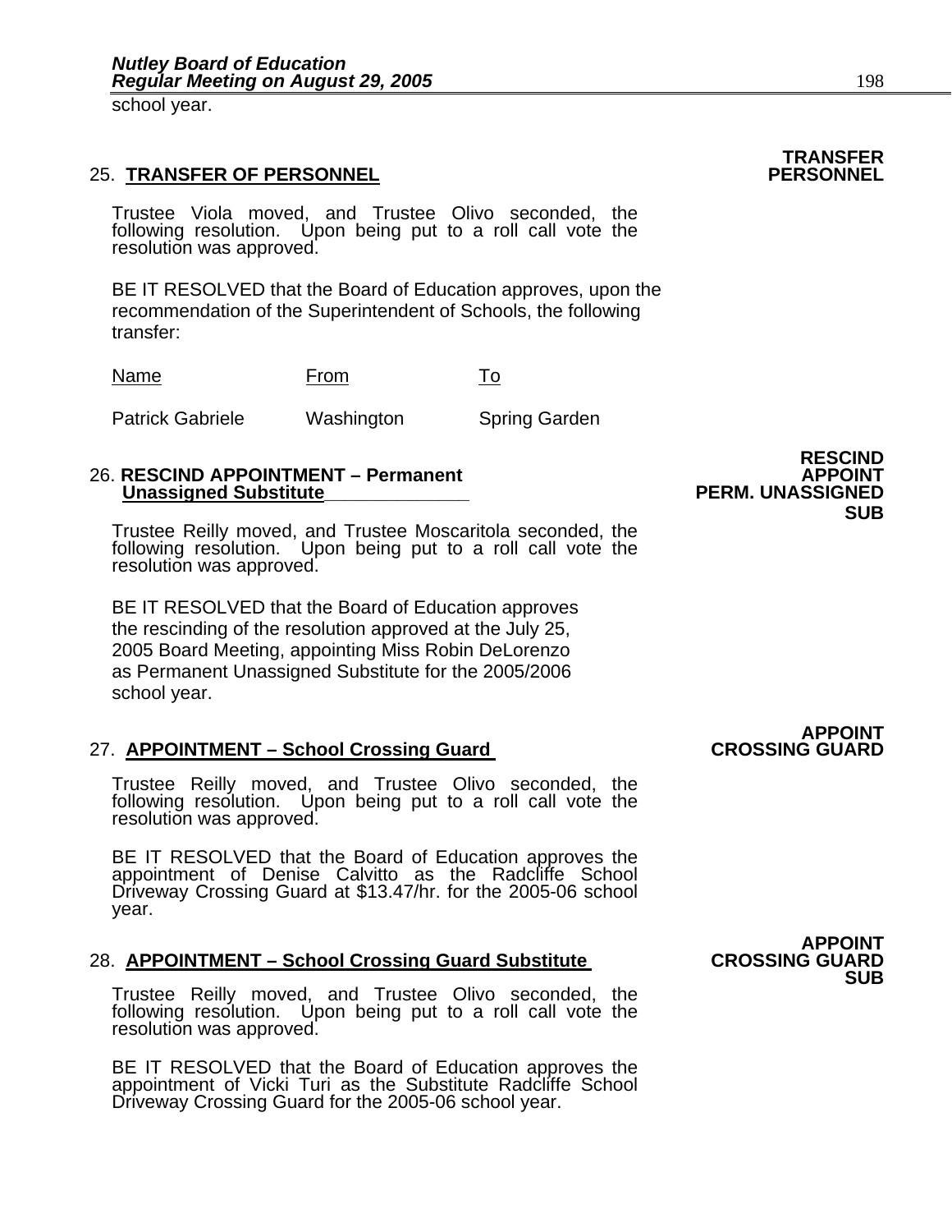school year.

**TRANSFER PERSONNEL**

25. **TRANSFER OF PERSONNEL**

Trustee Viola moved, and Trustee Olivo seconded, the following resolution. Upon being put to a roll call vote the resolution was approved.

BE IT RESOLVED that the Board of Education approves, upon the recommendation of the Superintendent of Schools, the following transfer:

| Name | From | To |
|---|---|---|
| Patrick Gabriele | Washington | Spring Garden |

**RESCIND APPOINT PERM. UNASSIGNED SUB**

26. **RESCIND APPOINTMENT – Permanent Unassigned Substitute**

Trustee Reilly moved, and Trustee Moscaritola seconded, the following resolution. Upon being put to a roll call vote the resolution was approved.

BE IT RESOLVED that the Board of Education approves the rescinding of the resolution approved at the July 25, 2005 Board Meeting, appointing Miss Robin DeLorenzo as Permanent Unassigned Substitute for the 2005/2006 school year.

**APPOINT CROSSING GUARD**

27. **APPOINTMENT – School Crossing Guard**

Trustee Reilly moved, and Trustee Olivo seconded, the following resolution. Upon being put to a roll call vote the resolution was approved.

BE IT RESOLVED that the Board of Education approves the appointment of Denise Calvitto as the Radcliffe School Driveway Crossing Guard at $13.47/hr. for the 2005-06 school year.

**APPOINT CROSSING GUARD SUB**

28. **APPOINTMENT – School Crossing Guard Substitute**

Trustee Reilly moved, and Trustee Olivo seconded, the following resolution. Upon being put to a roll call vote the resolution was approved.

BE IT RESOLVED that the Board of Education approves the appointment of Vicki Turi as the Substitute Radcliffe School Driveway Crossing Guard for the 2005-06 school year.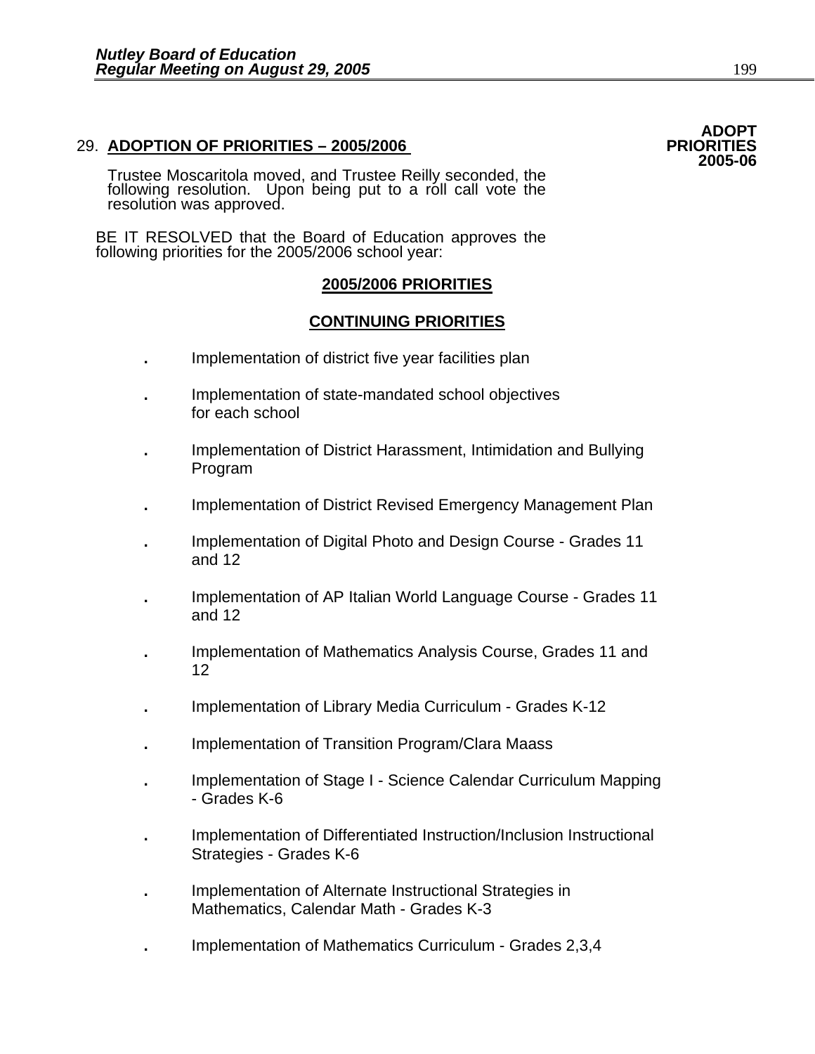**ADOPT PRIORITIES 2005-06**

29. **ADOPTION OF PRIORITIES – 2005/2006**

Trustee Moscaritola moved, and Trustee Reilly seconded, the following resolution. Upon being put to a roll call vote the resolution was approved.

BE IT RESOLVED that the Board of Education approves the following priorities for the 2005/2006 school year:

## 2005/2006 PRIORITIES

### CONTINUING PRIORITIES

- Implementation of district five year facilities plan
- Implementation of state-mandated school objectives for each school
- Implementation of District Harassment, Intimidation and Bullying Program
- Implementation of District Revised Emergency Management Plan
- Implementation of Digital Photo and Design Course - Grades 11 and 12
- Implementation of AP Italian World Language Course - Grades 11 and 12
- Implementation of Mathematics Analysis Course, Grades 11 and 12
- Implementation of Library Media Curriculum - Grades K-12
- Implementation of Transition Program/Clara Maass
- Implementation of Stage I - Science Calendar Curriculum Mapping - Grades K-6
- Implementation of Differentiated Instruction/Inclusion Instructional Strategies - Grades K-6
- Implementation of Alternate Instructional Strategies in Mathematics, Calendar Math - Grades K-3
- Implementation of Mathematics Curriculum - Grades 2,3,4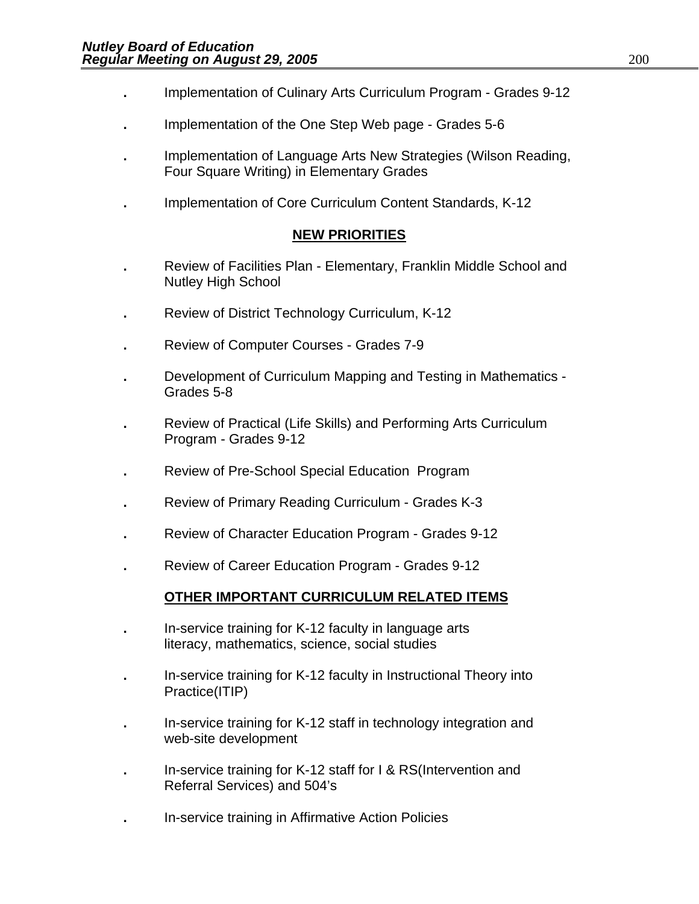- Implementation of Culinary Arts Curriculum Program - Grades 9-12
- Implementation of the One Step Web page - Grades 5-6
- Implementation of Language Arts New Strategies (Wilson Reading, Four Square Writing) in Elementary Grades
- Implementation of Core Curriculum Content Standards, K-12

**NEW PRIORITIES**

- Review of Facilities Plan - Elementary, Franklin Middle School and Nutley High School
- Review of District Technology Curriculum, K-12
- Review of Computer Courses - Grades 7-9
- Development of Curriculum Mapping and Testing in Mathematics - Grades 5-8
- Review of Practical (Life Skills) and Performing Arts Curriculum Program - Grades 9-12
- Review of Pre-School Special Education Program
- Review of Primary Reading Curriculum - Grades K-3
- Review of Character Education Program - Grades 9-12
- Review of Career Education Program - Grades 9-12

**OTHER IMPORTANT CURRICULUM RELATED ITEMS**

- In-service training for K-12 faculty in language arts literacy, mathematics, science, social studies
- In-service training for K-12 faculty in Instructional Theory into Practice(ITIP)
- In-service training for K-12 staff in technology integration and web-site development
- In-service training for K-12 staff for I & RS(Intervention and Referral Services) and 504's
- In-service training in Affirmative Action Policies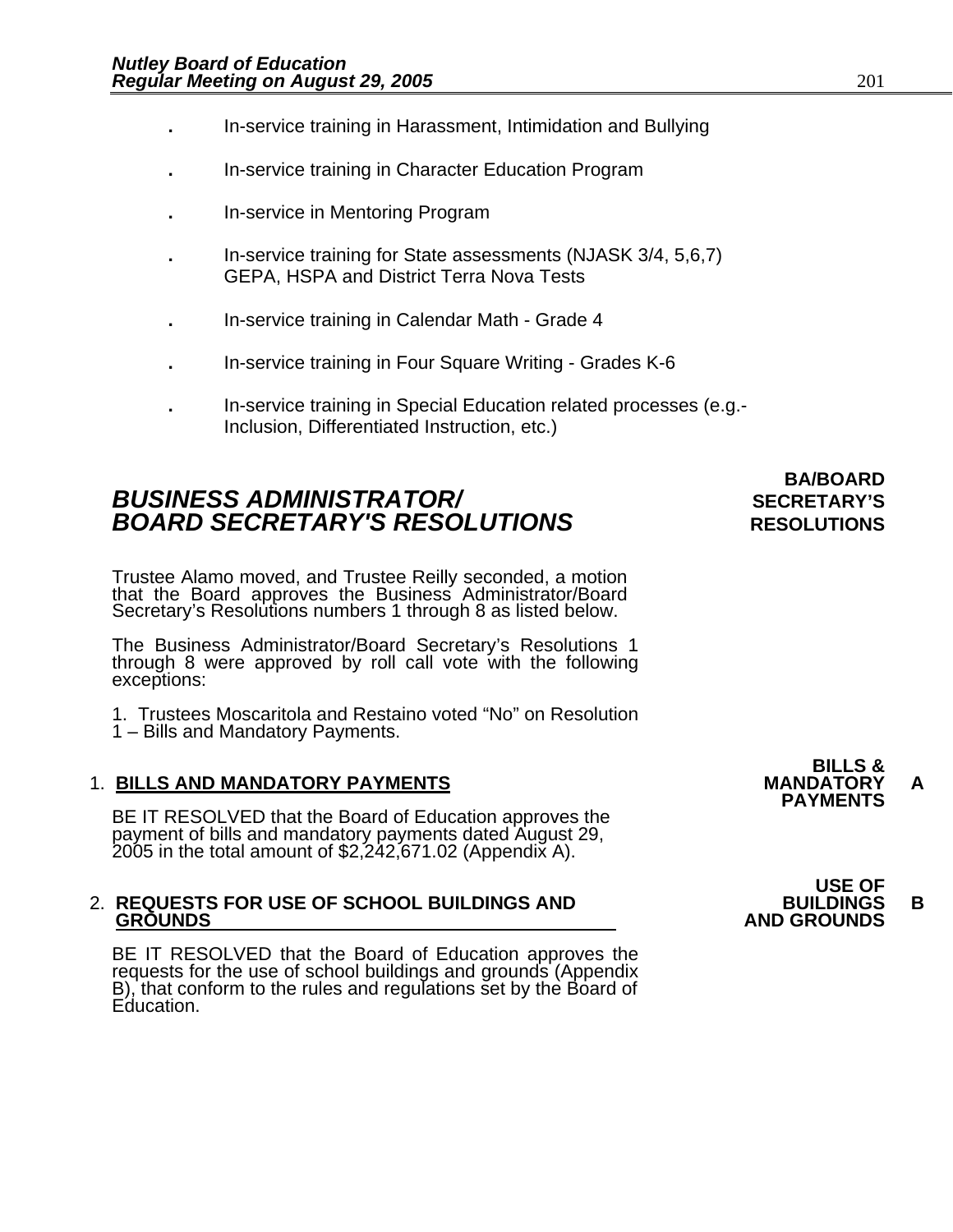- In-service training in Harassment, Intimidation and Bullying
- In-service training in Character Education Program
- In-service in Mentoring Program
- In-service training for State assessments (NJASK 3/4, 5,6,7) GEPA, HSPA and District Terra Nova Tests
- In-service training in Calendar Math - Grade 4
- In-service training in Four Square Writing - Grades K-6
- In-service training in Special Education related processes (e.g.- Inclusion, Differentiated Instruction, etc.)

## *BUSINESS ADMINISTRATOR/ BOARD SECRETARY'S RESOLUTIONS*

**BA/BOARD SECRETARY'S RESOLUTIONS**

Trustee Alamo moved, and Trustee Reilly seconded, a motion that the Board approves the Business Administrator/Board Secretary's Resolutions numbers 1 through 8 as listed below.

The Business Administrator/Board Secretary's Resolutions 1 through 8 were approved by roll call vote with the following exceptions:

1. Trustees Moscaritola and Restaino voted "No" on Resolution 1 – Bills and Mandatory Payments.

1. **BILLS AND MANDATORY PAYMENTS**

   **BILLS & MANDATORY PAYMENTS** **A**

   BE IT RESOLVED that the Board of Education approves the payment of bills and mandatory payments dated August 29, 2005 in the total amount of $2,242,671.02 (Appendix A).

2. **REQUESTS FOR USE OF SCHOOL BUILDINGS AND GROUNDS**

   **USE OF BUILDINGS AND GROUNDS** **B**

   BE IT RESOLVED that the Board of Education approves the requests for the use of school buildings and grounds (Appendix B), that conform to the rules and regulations set by the Board of Education.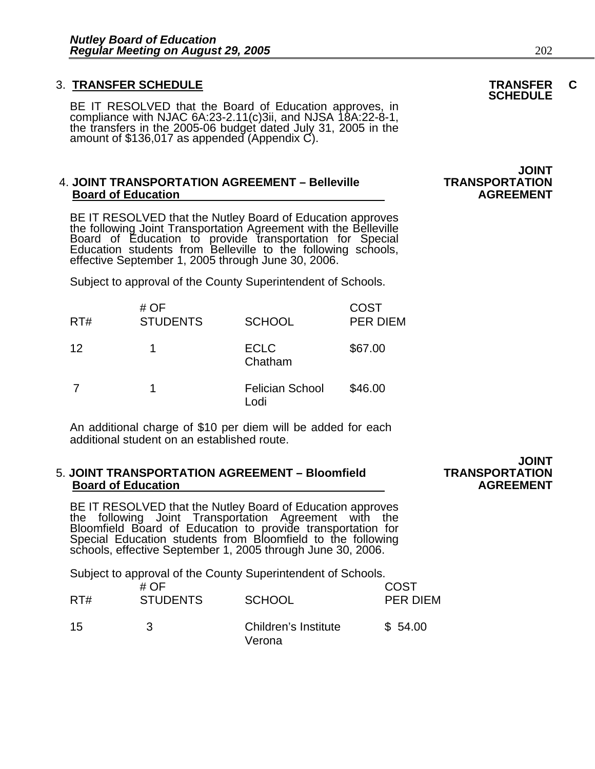3. **TRANSFER SCHEDULE** **TRANSFER SCHEDULE C**

BE IT RESOLVED that the Board of Education approves, in compliance with NJAC 6A:23-2.11(c)3ii, and NJSA 18A:22-8-1, the transfers in the 2005-06 budget dated July 31, 2005 in the amount of $136,017 as appended (Appendix C).

4. **JOINT TRANSPORTATION AGREEMENT – Belleville Board of Education** **JOINT TRANSPORTATION AGREEMENT**

BE IT RESOLVED that the Nutley Board of Education approves the following Joint Transportation Agreement with the Belleville Board of Education to provide transportation for Special Education students from Belleville to the following schools, effective September 1, 2005 through June 30, 2006.

Subject to approval of the County Superintendent of Schools.

| RT# | # OF STUDENTS | SCHOOL | COST PER DIEM |
|---|---|---|---|
| 12 | 1 | ECLC Chatham | $67.00 |
| 7 | 1 | Felician School Lodi | $46.00 |

An additional charge of $10 per diem will be added for each additional student on an established route.

5. **JOINT TRANSPORTATION AGREEMENT – Bloomfield Board of Education** **JOINT TRANSPORTATION AGREEMENT**

BE IT RESOLVED that the Nutley Board of Education approves the following Joint Transportation Agreement with the Bloomfield Board of Education to provide transportation for Special Education students from Bloomfield to the following schools, effective September 1, 2005 through June 30, 2006.

Subject to approval of the County Superintendent of Schools.

| RT# | # OF STUDENTS | SCHOOL | COST PER DIEM |
|---|---|---|---|
| 15 | 3 | Children's Institute Verona | $ 54.00 |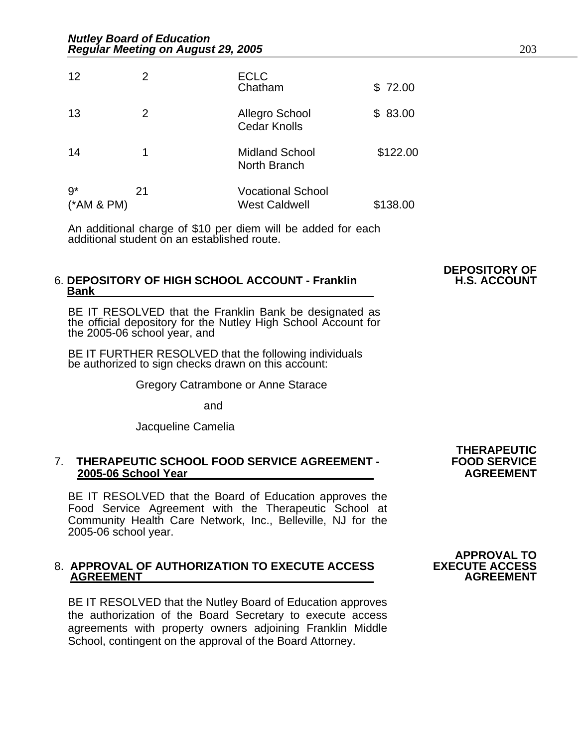| | | | |
|---|---|---|---|
| 12 | 2 | ECLC<br>Chatham | $ 72.00 |
| 13 | 2 | Allegro School<br>Cedar Knolls | $ 83.00 |
| 14 | 1 | Midland School<br>North Branch | $122.00 |
| 9*<br>(*AM & PM) | 21 | Vocational School<br>West Caldwell | $138.00 |

An additional charge of $10 per diem will be added for each additional student on an established route.

**DEPOSITORY OF H.S. ACCOUNT**

6. **DEPOSITORY OF HIGH SCHOOL ACCOUNT - Franklin Bank**

BE IT RESOLVED that the Franklin Bank be designated as the official depository for the Nutley High School Account for the 2005-06 school year, and

BE IT FURTHER RESOLVED that the following individuals be authorized to sign checks drawn on this account:

Gregory Catrambone or Anne Starace

and

Jacqueline Camelia

**THERAPEUTIC FOOD SERVICE AGREEMENT**

7. **THERAPEUTIC SCHOOL FOOD SERVICE AGREEMENT - 2005-06 School Year**

BE IT RESOLVED that the Board of Education approves the Food Service Agreement with the Therapeutic School at Community Health Care Network, Inc., Belleville, NJ for the 2005-06 school year.

**APPROVAL TO EXECUTE ACCESS AGREEMENT**

8. **APPROVAL OF AUTHORIZATION TO EXECUTE ACCESS AGREEMENT**

BE IT RESOLVED that the Nutley Board of Education approves the authorization of the Board Secretary to execute access agreements with property owners adjoining Franklin Middle School, contingent on the approval of the Board Attorney.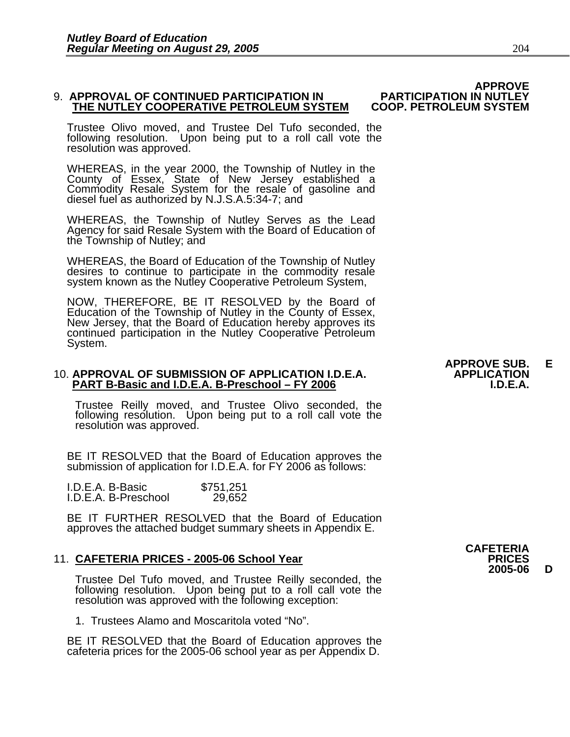**APPROVE PARTICIPATION IN NUTLEY COOP. PETROLEUM SYSTEM**

9. **APPROVAL OF CONTINUED PARTICIPATION IN <u>THE NUTLEY COOPERATIVE PETROLEUM SYSTEM</u>**

Trustee Olivo moved, and Trustee Del Tufo seconded, the following resolution. Upon being put to a roll call vote the resolution was approved.

WHEREAS, in the year 2000, the Township of Nutley in the County of Essex, State of New Jersey established a Commodity Resale System for the resale of gasoline and diesel fuel as authorized by N.J.S.A.5:34-7; and

WHEREAS, the Township of Nutley Serves as the Lead Agency for said Resale System with the Board of Education of the Township of Nutley; and

WHEREAS, the Board of Education of the Township of Nutley desires to continue to participate in the commodity resale system known as the Nutley Cooperative Petroleum System,

NOW, THEREFORE, BE IT RESOLVED by the Board of Education of the Township of Nutley in the County of Essex, New Jersey, that the Board of Education hereby approves its continued participation in the Nutley Cooperative Petroleum System.

**APPROVE SUB. APPLICATION I.D.E.A.** **E**

10. **APPROVAL OF SUBMISSION OF APPLICATION I.D.E.A. <u>PART B-Basic and I.D.E.A. B-Preschool – FY 2006</u>**

Trustee Reilly moved, and Trustee Olivo seconded, the following resolution. Upon being put to a roll call vote the resolution was approved.

BE IT RESOLVED that the Board of Education approves the submission of application for I.D.E.A. for FY 2006 as follows:

| | |
|---|---|
| I.D.E.A. B-Basic | $751,251 |
| I.D.E.A. B-Preschool | 29,652 |

BE IT FURTHER RESOLVED that the Board of Education approves the attached budget summary sheets in Appendix E.

**CAFETERIA PRICES 2005-06** **D**

11. **<u>CAFETERIA PRICES - 2005-06 School Year</u>**

Trustee Del Tufo moved, and Trustee Reilly seconded, the following resolution. Upon being put to a roll call vote the resolution was approved with the following exception:

1. Trustees Alamo and Moscaritola voted "No".

BE IT RESOLVED that the Board of Education approves the cafeteria prices for the 2005-06 school year as per Appendix D.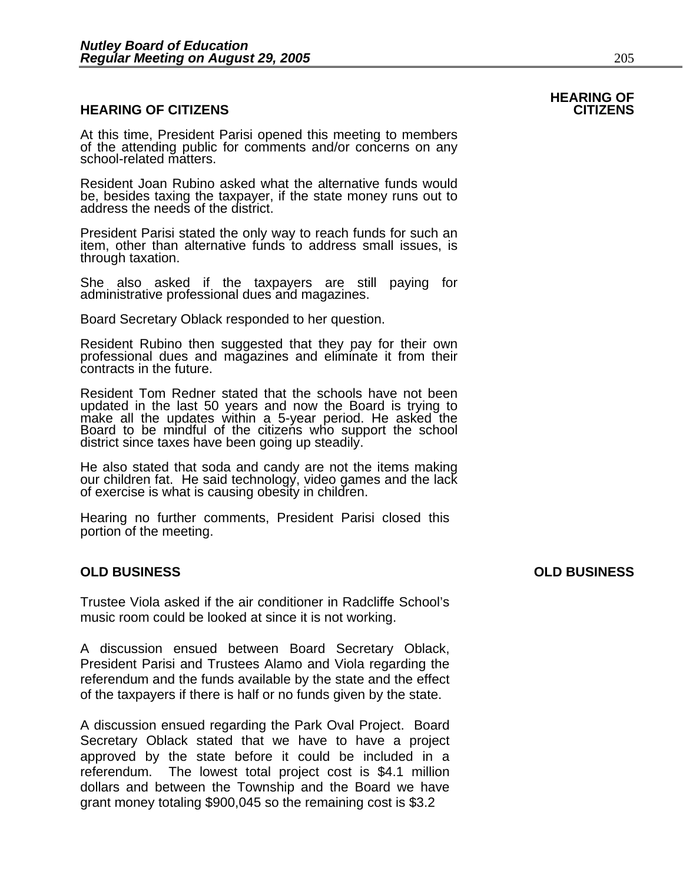## HEARING OF CITIZENS

At this time, President Parisi opened this meeting to members of the attending public for comments and/or concerns on any school-related matters.

Resident Joan Rubino asked what the alternative funds would be, besides taxing the taxpayer, if the state money runs out to address the needs of the district.

President Parisi stated the only way to reach funds for such an item, other than alternative funds to address small issues, is through taxation.

She also asked if the taxpayers are still paying for administrative professional dues and magazines.

Board Secretary Oblack responded to her question.

Resident Rubino then suggested that they pay for their own professional dues and magazines and eliminate it from their contracts in the future.

Resident Tom Redner stated that the schools have not been updated in the last 50 years and now the Board is trying to make all the updates within a 5-year period. He asked the Board to be mindful of the citizens who support the school district since taxes have been going up steadily.

He also stated that soda and candy are not the items making our children fat. He said technology, video games and the lack of exercise is what is causing obesity in children.

Hearing no further comments, President Parisi closed this portion of the meeting.

## OLD BUSINESS

Trustee Viola asked if the air conditioner in Radcliffe School's music room could be looked at since it is not working.

A discussion ensued between Board Secretary Oblack, President Parisi and Trustees Alamo and Viola regarding the referendum and the funds available by the state and the effect of the taxpayers if there is half or no funds given by the state.

A discussion ensued regarding the Park Oval Project. Board Secretary Oblack stated that we have to have a project approved by the state before it could be included in a referendum. The lowest total project cost is $4.1 million dollars and between the Township and the Board we have grant money totaling $900,045 so the remaining cost is $3.2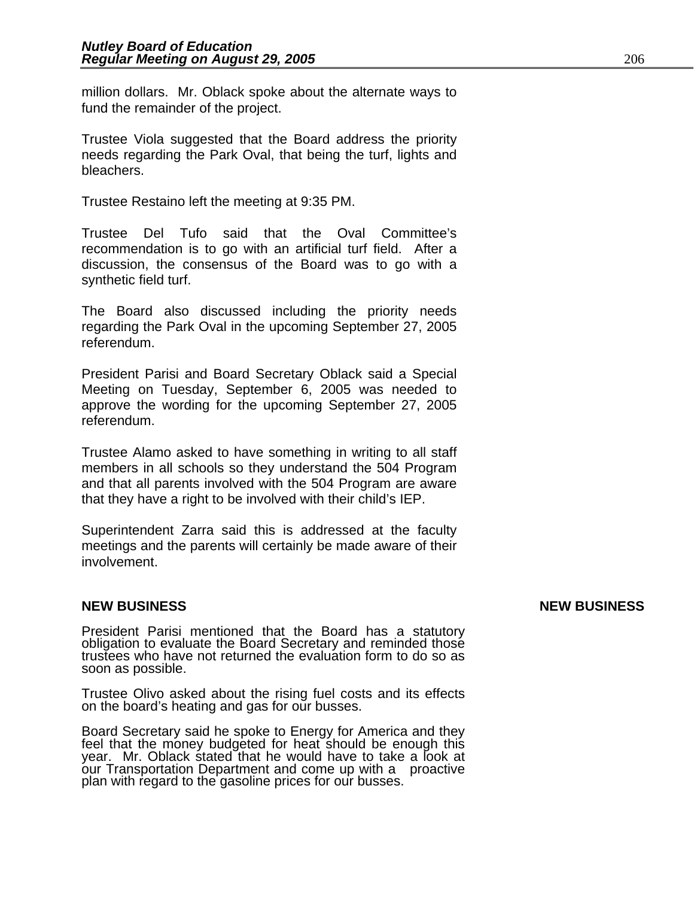million dollars. Mr. Oblack spoke about the alternate ways to fund the remainder of the project.

Trustee Viola suggested that the Board address the priority needs regarding the Park Oval, that being the turf, lights and bleachers.

Trustee Restaino left the meeting at 9:35 PM.

Trustee Del Tufo said that the Oval Committee's recommendation is to go with an artificial turf field. After a discussion, the consensus of the Board was to go with a synthetic field turf.

The Board also discussed including the priority needs regarding the Park Oval in the upcoming September 27, 2005 referendum.

President Parisi and Board Secretary Oblack said a Special Meeting on Tuesday, September 6, 2005 was needed to approve the wording for the upcoming September 27, 2005 referendum.

Trustee Alamo asked to have something in writing to all staff members in all schools so they understand the 504 Program and that all parents involved with the 504 Program are aware that they have a right to be involved with their child's IEP.

Superintendent Zarra said this is addressed at the faculty meetings and the parents will certainly be made aware of their involvement.

**NEW BUSINESS** **NEW BUSINESS**

President Parisi mentioned that the Board has a statutory obligation to evaluate the Board Secretary and reminded those trustees who have not returned the evaluation form to do so as soon as possible.

Trustee Olivo asked about the rising fuel costs and its effects on the board's heating and gas for our busses.

Board Secretary said he spoke to Energy for America and they feel that the money budgeted for heat should be enough this year. Mr. Oblack stated that he would have to take a look at our Transportation Department and come up with a proactive plan with regard to the gasoline prices for our busses.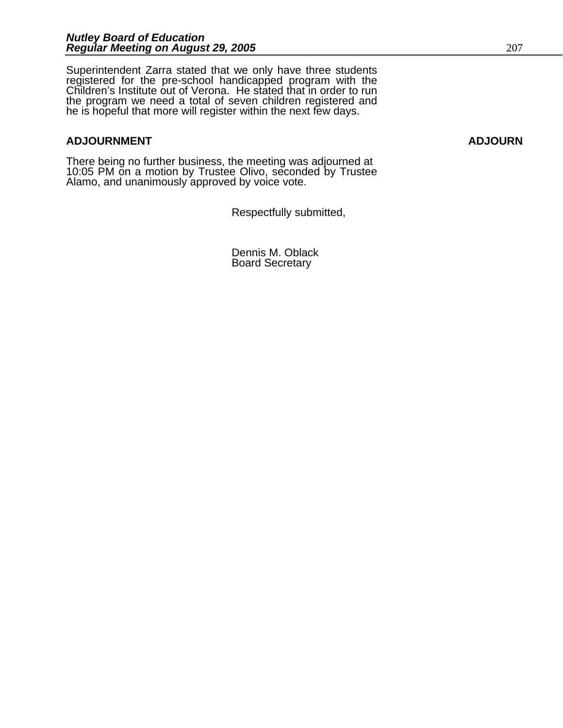Superintendent Zarra stated that we only have three students registered for the pre-school handicapped program with the Children's Institute out of Verona. He stated that in order to run the program we need a total of seven children registered and he is hopeful that more will register within the next few days.

## ADJOURNMENT

**ADJOURN**

There being no further business, the meeting was adjourned at 10:05 PM on a motion by Trustee Olivo, seconded by Trustee Alamo, and unanimously approved by voice vote.

Respectfully submitted,

Dennis M. Oblack
Board Secretary